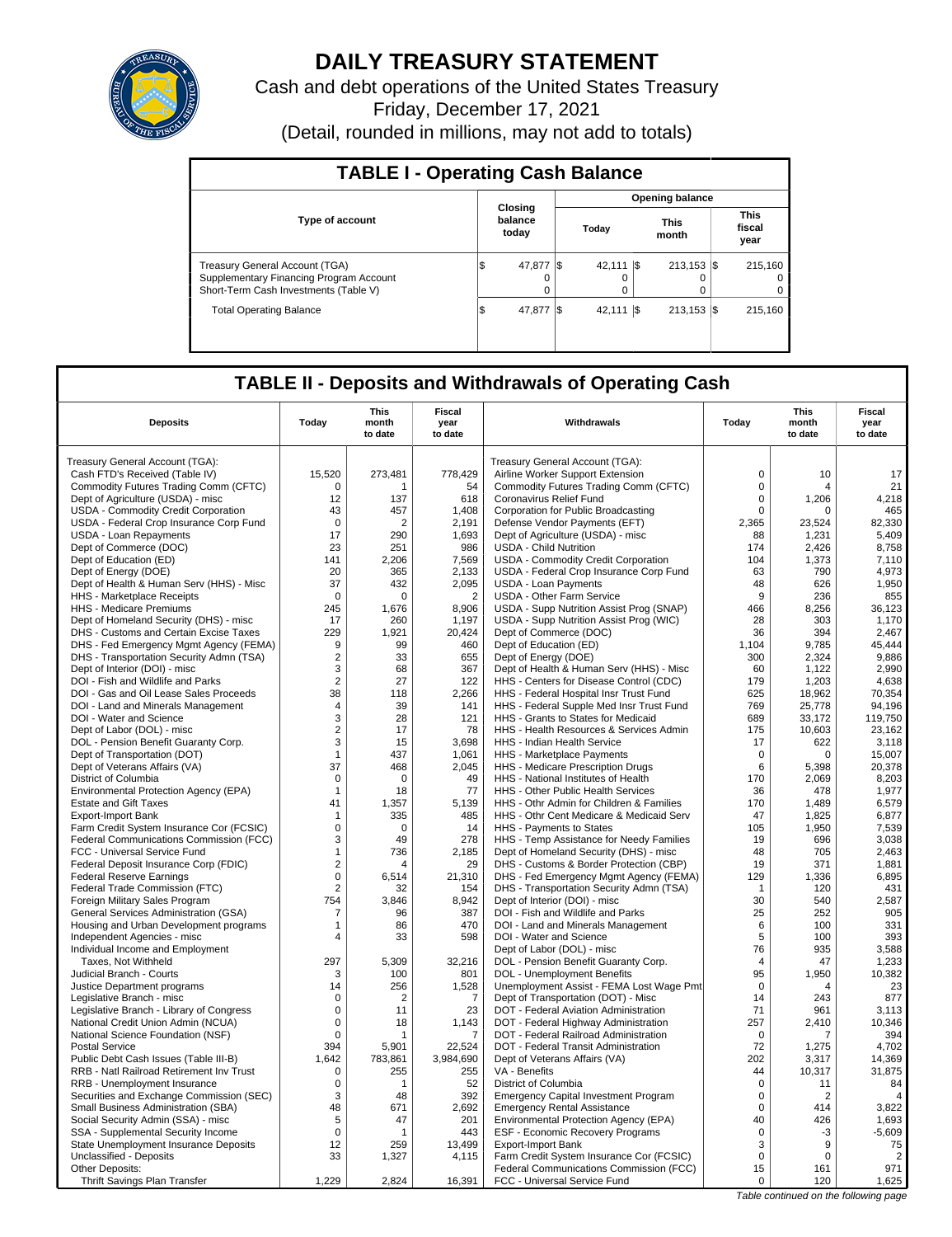# DAILY TREASURY STATEMENT

Cash and debt operations of the United States Treasury

Friday, December 17, 2021

(Detail, rounded in millions, may not add to totals)

## TABLE I - Operating Cash Balance

| Type of account | Closing balance today | Opening balance Today | Opening balance This month | Opening balance This fiscal year |
|---|---|---|---|---|
| Treasury General Account (TGA) | $ 47,877 | $ 42,111 | $ 213,153 | $ 215,160 |
| Supplementary Financing Program Account | 0 | 0 | 0 | 0 |
| Short-Term Cash Investments (Table V) | 0 | 0 | 0 | 0 |
| Total Operating Balance | $ 47,877 | $ 42,111 | $ 213,153 | $ 215,160 |

## TABLE II - Deposits and Withdrawals of Operating Cash

| Deposits | Today | This month to date | Fiscal year to date | Withdrawals | Today | This month to date | Fiscal year to date |
|---|---|---|---|---|---|---|---|
| Treasury General Account (TGA): | | | | Treasury General Account (TGA): | | | |
| Cash FTD's Received (Table IV) | 15,520 | 273,481 | 778,429 | Airline Worker Support Extension | 0 | 10 | 17 |
| Commodity Futures Trading Comm (CFTC) | 0 | 1 | 54 | Commodity Futures Trading Comm (CFTC) | 0 | 4 | 21 |
| Dept of Agriculture (USDA) - misc | 12 | 137 | 618 | Coronavirus Relief Fund | 0 | 1,206 | 4,218 |
| USDA - Commodity Credit Corporation | 43 | 457 | 1,408 | Corporation for Public Broadcasting | 0 | 0 | 465 |
| USDA - Federal Crop Insurance Corp Fund | 0 | 2 | 2,191 | Defense Vendor Payments (EFT) | 2,365 | 23,524 | 82,330 |
| USDA - Loan Repayments | 17 | 290 | 1,693 | Dept of Agriculture (USDA) - misc | 88 | 1,231 | 5,409 |
| Dept of Commerce (DOC) | 23 | 251 | 986 | USDA - Child Nutrition | 174 | 2,426 | 8,758 |
| Dept of Education (ED) | 141 | 2,206 | 7,569 | USDA - Commodity Credit Corporation | 104 | 1,373 | 7,110 |
| Dept of Energy (DOE) | 20 | 365 | 2,133 | USDA - Federal Crop Insurance Corp Fund | 63 | 790 | 4,973 |
| Dept of Health & Human Serv (HHS) - Misc | 37 | 432 | 2,095 | USDA - Loan Payments | 48 | 626 | 1,950 |
| HHS - Marketplace Receipts | 0 | 0 | 2 | USDA - Other Farm Service | 9 | 236 | 855 |
| HHS - Medicare Premiums | 245 | 1,676 | 8,906 | USDA - Supp Nutrition Assist Prog (SNAP) | 466 | 8,256 | 36,123 |
| Dept of Homeland Security (DHS) - misc | 17 | 260 | 1,197 | USDA - Supp Nutrition Assist Prog (WIC) | 28 | 303 | 1,170 |
| DHS - Customs and Certain Excise Taxes | 229 | 1,921 | 20,424 | Dept of Commerce (DOC) | 36 | 394 | 2,467 |
| DHS - Fed Emergency Mgmt Agency (FEMA) | 9 | 99 | 460 | Dept of Education (ED) | 1,104 | 9,785 | 45,444 |
| DHS - Transportation Security Admn (TSA) | 2 | 33 | 655 | Dept of Energy (DOE) | 300 | 2,324 | 9,886 |
| Dept of Interior (DOI) - misc | 3 | 68 | 367 | Dept of Health & Human Serv (HHS) - Misc | 60 | 1,122 | 2,990 |
| DOI - Fish and Wildlife and Parks | 2 | 27 | 122 | HHS - Centers for Disease Control (CDC) | 179 | 1,203 | 4,638 |
| DOI - Gas and Oil Lease Sales Proceeds | 38 | 118 | 2,266 | HHS - Federal Hospital Insr Trust Fund | 625 | 18,962 | 70,354 |
| DOI - Land and Minerals Management | 4 | 39 | 141 | HHS - Federal Supple Med Insr Trust Fund | 769 | 25,778 | 94,196 |
| DOI - Water and Science | 3 | 28 | 121 | HHS - Grants to States for Medicaid | 689 | 33,172 | 119,750 |
| Dept of Labor (DOL) - misc | 2 | 17 | 78 | HHS - Health Resources & Services Admin | 175 | 10,603 | 23,162 |
| DOL - Pension Benefit Guaranty Corp. | 3 | 15 | 3,698 | HHS - Indian Health Service | 17 | 622 | 3,118 |
| Dept of Transportation (DOT) | 1 | 437 | 1,061 | HHS - Marketplace Payments | 0 | 0 | 15,007 |
| Dept of Veterans Affairs (VA) | 37 | 468 | 2,045 | HHS - Medicare Prescription Drugs | 6 | 5,398 | 20,378 |
| District of Columbia | 0 | 0 | 49 | HHS - National Institutes of Health | 170 | 2,069 | 8,203 |
| Environmental Protection Agency (EPA) | 1 | 18 | 77 | HHS - Other Public Health Services | 36 | 478 | 1,977 |
| Estate and Gift Taxes | 41 | 1,357 | 5,139 | HHS - Othr Admin for Children & Families | 170 | 1,489 | 6,579 |
| Export-Import Bank | 1 | 335 | 485 | HHS - Othr Cent Medicare & Medicaid Serv | 47 | 1,825 | 6,877 |
| Farm Credit System Insurance Cor (FCSIC) | 0 | 0 | 14 | HHS - Payments to States | 105 | 1,950 | 7,539 |
| Federal Communications Commission (FCC) | 3 | 49 | 278 | HHS - Temp Assistance for Needy Families | 19 | 696 | 3,038 |
| FCC - Universal Service Fund | 1 | 736 | 2,185 | Dept of Homeland Security (DHS) - misc | 48 | 705 | 2,463 |
| Federal Deposit Insurance Corp (FDIC) | 2 | 4 | 29 | DHS - Customs & Border Protection (CBP) | 19 | 371 | 1,881 |
| Federal Reserve Earnings | 0 | 6,514 | 21,310 | DHS - Fed Emergency Mgmt Agency (FEMA) | 129 | 1,336 | 6,895 |
| Federal Trade Commission (FTC) | 2 | 32 | 154 | DHS - Transportation Security Admn (TSA) | 1 | 120 | 431 |
| Foreign Military Sales Program | 754 | 3,846 | 8,942 | Dept of Interior (DOI) - misc | 30 | 540 | 2,587 |
| General Services Administration (GSA) | 7 | 96 | 387 | DOI - Fish and Wildlife and Parks | 25 | 252 | 905 |
| Housing and Urban Development programs | 1 | 86 | 470 | DOI - Land and Minerals Management | 6 | 100 | 331 |
| Independent Agencies - misc | 4 | 33 | 598 | DOI - Water and Science | 5 | 100 | 393 |
| Individual Income and Employment | | | | Dept of Labor (DOL) - misc | 76 | 935 | 3,588 |
| Taxes, Not Withheld | 297 | 5,309 | 32,216 | DOL - Pension Benefit Guaranty Corp. | 4 | 47 | 1,233 |
| Judicial Branch - Courts | 3 | 100 | 801 | DOL - Unemployment Benefits | 95 | 1,950 | 10,382 |
| Justice Department programs | 14 | 256 | 1,528 | Unemployment Assist - FEMA Lost Wage Pmt | 0 | 4 | 23 |
| Legislative Branch - misc | 0 | 2 | 7 | Dept of Transportation (DOT) - Misc | 14 | 243 | 877 |
| Legislative Branch - Library of Congress | 0 | 11 | 23 | DOT - Federal Aviation Administration | 71 | 961 | 3,113 |
| National Credit Union Admin (NCUA) | 0 | 18 | 1,143 | DOT - Federal Highway Administration | 257 | 2,410 | 10,346 |
| National Science Foundation (NSF) | 0 | 1 | 7 | DOT - Federal Railroad Administration | 0 | 7 | 394 |
| Postal Service | 394 | 5,901 | 22,524 | DOT - Federal Transit Administration | 72 | 1,275 | 4,702 |
| Public Debt Cash Issues (Table III-B) | 1,642 | 783,861 | 3,984,690 | Dept of Veterans Affairs (VA) | 202 | 3,317 | 14,369 |
| RRB - Natl Railroad Retirement Inv Trust | 0 | 255 | 255 | VA - Benefits | 44 | 10,317 | 31,875 |
| RRB - Unemployment Insurance | 0 | 1 | 52 | District of Columbia | 0 | 11 | 84 |
| Securities and Exchange Commission (SEC) | 3 | 48 | 392 | Emergency Capital Investment Program | 0 | 2 | 4 |
| Small Business Administration (SBA) | 48 | 671 | 2,692 | Emergency Rental Assistance | 0 | 414 | 3,822 |
| Social Security Admin (SSA) - misc | 5 | 47 | 201 | Environmental Protection Agency (EPA) | 40 | 426 | 1,693 |
| SSA - Supplemental Security Income | 0 | 1 | 443 | ESF - Economic Recovery Programs | 0 | -3 | -5,609 |
| State Unemployment Insurance Deposits | 12 | 259 | 13,499 | Export-Import Bank | 3 | 9 | 75 |
| Unclassified - Deposits | 33 | 1,327 | 4,115 | Farm Credit System Insurance Cor (FCSIC) | 0 | 0 | 2 |
| Other Deposits: | | | | Federal Communications Commission (FCC) | 15 | 161 | 971 |
| Thrift Savings Plan Transfer | 1,229 | 2,824 | 16,391 | FCC - Universal Service Fund | 0 | 120 | 1,625 |

*Table continued on the following page*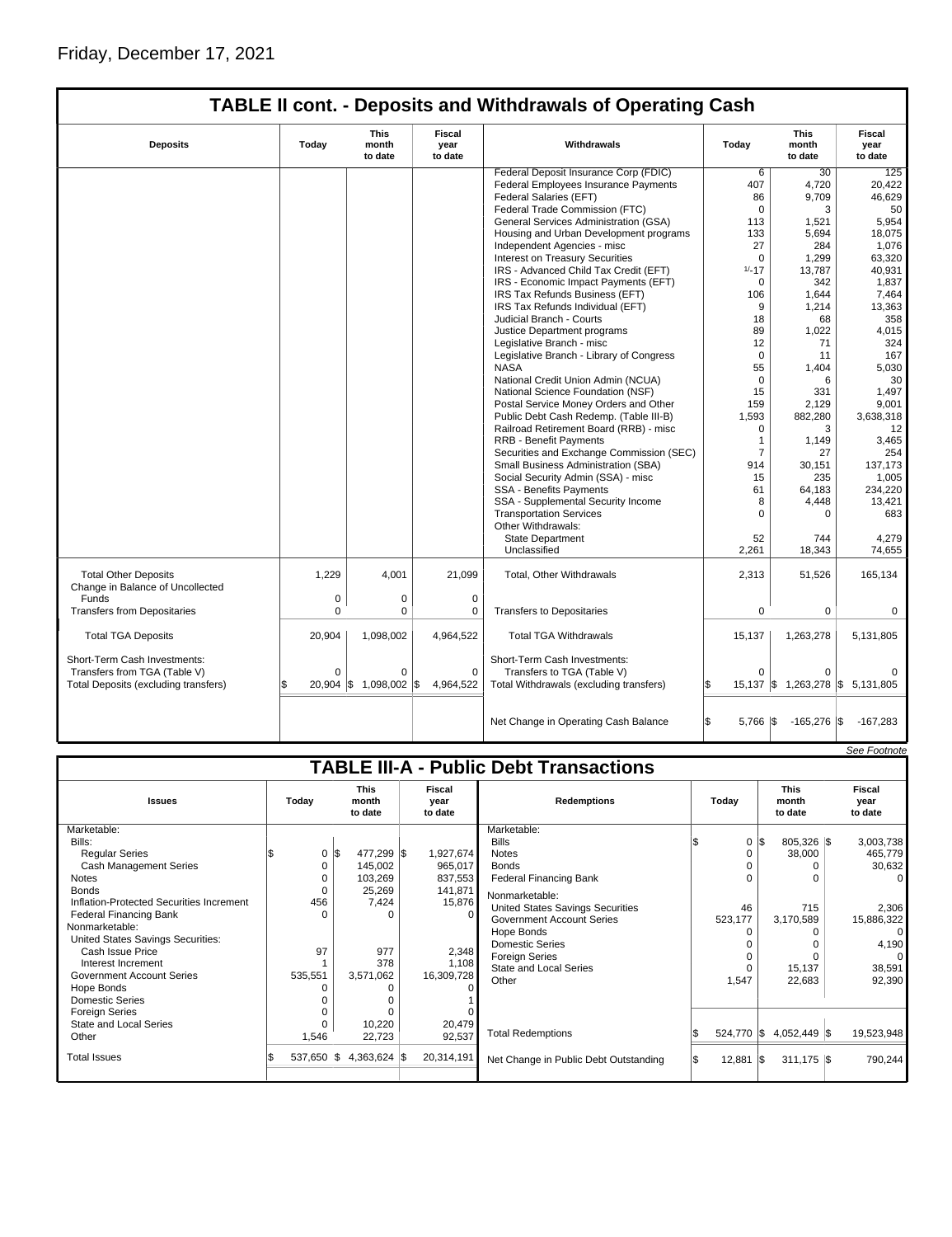Friday, December 17, 2021

## TABLE II cont. - Deposits and Withdrawals of Operating Cash

| Deposits | Today | This month to date | Fiscal year to date | Withdrawals | Today | This month to date | Fiscal year to date |
|---|---|---|---|---|---|---|---|
| | | | | Federal Deposit Insurance Corp (FDIC) | 6 | 30 | 125 |
| | | | | Federal Employees Insurance Payments | 407 | 4,720 | 20,422 |
| | | | | Federal Salaries (EFT) | 86 | 9,709 | 46,629 |
| | | | | Federal Trade Commission (FTC) | 0 | 3 | 50 |
| | | | | General Services Administration (GSA) | 113 | 1,521 | 5,954 |
| | | | | Housing and Urban Development programs | 133 | 5,694 | 18,075 |
| | | | | Independent Agencies - misc | 27 | 284 | 1,076 |
| | | | | Interest on Treasury Securities | 0 | 1,299 | 63,320 |
| | | | | IRS - Advanced Child Tax Credit (EFT) | 1/-17 | 13,787 | 40,931 |
| | | | | IRS - Economic Impact Payments (EFT) | 0 | 342 | 1,837 |
| | | | | IRS Tax Refunds Business (EFT) | 106 | 1,644 | 7,464 |
| | | | | IRS Tax Refunds Individual (EFT) | 9 | 1,214 | 13,363 |
| | | | | Judicial Branch - Courts | 18 | 68 | 358 |
| | | | | Justice Department programs | 89 | 1,022 | 4,015 |
| | | | | Legislative Branch - misc | 12 | 71 | 324 |
| | | | | Legislative Branch - Library of Congress | 0 | 11 | 167 |
| | | | | NASA | 55 | 1,404 | 5,030 |
| | | | | National Credit Union Admin (NCUA) | 0 | 6 | 30 |
| | | | | National Science Foundation (NSF) | 15 | 331 | 1,497 |
| | | | | Postal Service Money Orders and Other | 159 | 2,129 | 9,001 |
| | | | | Public Debt Cash Redemp. (Table III-B) | 1,593 | 882,280 | 3,638,318 |
| | | | | Railroad Retirement Board (RRB) - misc | 0 | 3 | 12 |
| | | | | RRB - Benefit Payments | 1 | 1,149 | 3,465 |
| | | | | Securities and Exchange Commission (SEC) | 7 | 27 | 254 |
| | | | | Small Business Administration (SBA) | 914 | 30,151 | 137,173 |
| | | | | Social Security Admin (SSA) - misc | 15 | 235 | 1,005 |
| | | | | SSA - Benefits Payments | 61 | 64,183 | 234,220 |
| | | | | SSA - Supplemental Security Income | 8 | 4,448 | 13,421 |
| | | | | Transportation Services | 0 | 0 | 683 |
| | | | | Other Withdrawals: | | | |
| | | | | State Department | 52 | 744 | 4,279 |
| | | | | Unclassified | 2,261 | 18,343 | 74,655 |
| Total Other Deposits | 1,229 | 4,001 | 21,099 | Total, Other Withdrawals | 2,313 | 51,526 | 165,134 |
| Change in Balance of Uncollected Funds | 0 | 0 | 0 | | | | |
| Transfers from Depositaries | 0 | 0 | 0 | Transfers to Depositaries | 0 | 0 | 0 |
| Total TGA Deposits | 20,904 | 1,098,002 | 4,964,522 | Total TGA Withdrawals | 15,137 | 1,263,278 | 5,131,805 |
| Short-Term Cash Investments: | | | | Short-Term Cash Investments: | | | |
| Transfers from TGA (Table V) | 0 | 0 | 0 | Transfers to TGA (Table V) | 0 | 0 | 0 |
| Total Deposits (excluding transfers) | $ 20,904 | $ 1,098,002 | $ 4,964,522 | Total Withdrawals (excluding transfers) | $ 15,137 | $ 1,263,278 | $ 5,131,805 |
| | | | | Net Change in Operating Cash Balance | $ 5,766 | $ -165,276 | $ -167,283 |

*See Footnote*

## TABLE III-A - Public Debt Transactions

| Issues | Today | This month to date | Fiscal year to date | Redemptions | Today | This month to date | Fiscal year to date |
|---|---|---|---|---|---|---|---|
| Marketable: | | | | Marketable: | | | |
| Bills: | | | | Bills | $ 0 | $ 805,326 | $ 3,003,738 |
| Regular Series | $ 0 | $ 477,299 | $ 1,927,674 | Notes | 0 | 38,000 | 465,779 |
| Cash Management Series | 0 | 145,002 | 965,017 | Bonds | 0 | 0 | 30,632 |
| Notes | 0 | 103,269 | 837,553 | Federal Financing Bank | 0 | 0 | 0 |
| Bonds | 0 | 25,269 | 141,871 | Nonmarketable: | | | |
| Inflation-Protected Securities Increment | 456 | 7,424 | 15,876 | United States Savings Securities | 46 | 715 | 2,306 |
| Federal Financing Bank | 0 | 0 | 0 | Government Account Series | 523,177 | 3,170,589 | 15,886,322 |
| Nonmarketable: | | | | Hope Bonds | 0 | 0 | 0 |
| United States Savings Securities: | | | | Domestic Series | 0 | 0 | 4,190 |
| Cash Issue Price | 97 | 977 | 2,348 | Foreign Series | 0 | 0 | 0 |
| Interest Increment | 1 | 378 | 1,108 | State and Local Series | 0 | 15,137 | 38,591 |
| Government Account Series | 535,551 | 3,571,062 | 16,309,728 | Other | 1,547 | 22,683 | 92,390 |
| Hope Bonds | 0 | 0 | 0 | | | | |
| Domestic Series | 0 | 0 | 1 | | | | |
| Foreign Series | 0 | 0 | 0 | | | | |
| State and Local Series | 0 | 10,220 | 20,479 | | | | |
| Other | 1,546 | 22,723 | 92,537 | Total Redemptions | $ 524,770 | $ 4,052,449 | $ 19,523,948 |
| Total Issues | $ 537,650 | $ 4,363,624 | $ 20,314,191 | Net Change in Public Debt Outstanding | $ 12,881 | $ 311,175 | $ 790,244 |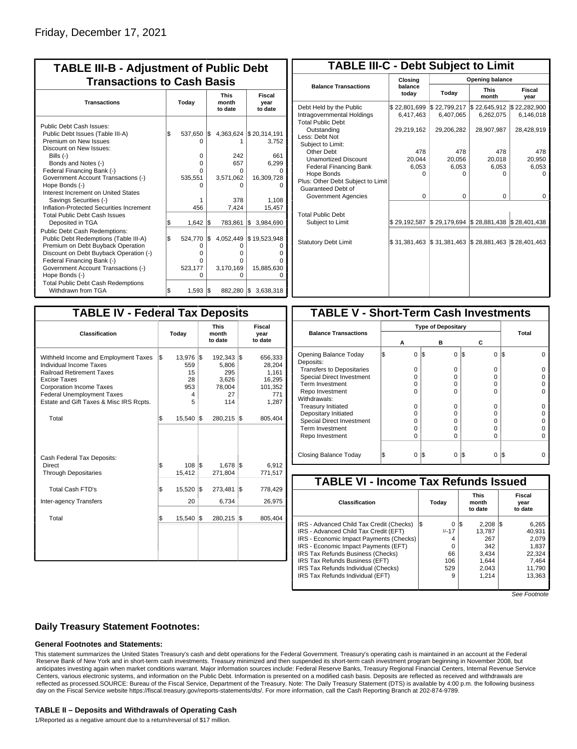Friday, December 17, 2021

## TABLE III-B - Adjustment of Public Debt Transactions to Cash Basis

| Transactions | Today | This month to date | Fiscal year to date |
|---|---|---|---|
| Public Debt Cash Issues: | | | |
| Public Debt Issues (Table III-A) | $ 537,650 | $ 4,363,624 | $ 20,314,191 |
| Premium on New Issues | 0 | 1 | 3,752 |
| Discount on New Issues: | | | |
| Bills (-) | 0 | 242 | 661 |
| Bonds and Notes (-) | 0 | 657 | 6,299 |
| Federal Financing Bank (-) | 0 | 0 | 0 |
| Government Account Transactions (-) | 535,551 | 3,571,062 | 16,309,728 |
| Hope Bonds (-) | 0 | 0 | 0 |
| Interest Increment on United States Savings Securities (-) | 1 | 378 | 1,108 |
| Inflation-Protected Securities Increment | 456 | 7,424 | 15,457 |
| Total Public Debt Cash Issues Deposited in TGA | $ 1,642 | $ 783,861 | $ 3,984,690 |
| Public Debt Cash Redemptions: | | | |
| Public Debt Redemptions (Table III-A) | $ 524,770 | $ 4,052,449 | $ 19,523,948 |
| Premium on Debt Buyback Operation | 0 | 0 | 0 |
| Discount on Debt Buyback Operation (-) | 0 | 0 | 0 |
| Federal Financing Bank (-) | 0 | 0 | 0 |
| Government Account Transactions (-) | 523,177 | 3,170,169 | 15,885,630 |
| Hope Bonds (-) | 0 | 0 | 0 |
| Total Public Debt Cash Redemptions Withdrawn from TGA | $ 1,593 | $ 882,280 | $ 3,638,318 |

## TABLE III-C - Debt Subject to Limit

| Balance Transactions | Closing balance today | Opening balance Today | Opening balance This month | Opening balance Fiscal year |
|---|---|---|---|---|
| Debt Held by the Public | $ 22,801,699 | $ 22,799,217 | $ 22,645,912 | $ 22,282,900 |
| Intragovernmental Holdings | 6,417,463 | 6,407,065 | 6,262,075 | 6,146,018 |
| Total Public Debt Outstanding | 29,219,162 | 29,206,282 | 28,907,987 | 28,428,919 |
| Less: Debt Not Subject to Limit: | | | | |
| Other Debt | 478 | 478 | 478 | 478 |
| Unamortized Discount | 20,044 | 20,056 | 20,018 | 20,950 |
| Federal Financing Bank | 6,053 | 6,053 | 6,053 | 6,053 |
| Hope Bonds | 0 | 0 | 0 | 0 |
| Plus: Other Debt Subject to Limit Guaranteed Debt of Government Agencies | 0 | 0 | 0 | 0 |
| Total Public Debt Subject to Limit | $ 29,192,587 | $ 29,179,694 | $ 28,881,438 | $ 28,401,438 |
| Statutory Debt Limit | $ 31,381,463 | $ 31,381,463 | $ 28,881,463 | $ 28,401,463 |

## TABLE IV - Federal Tax Deposits

| Classification | Today | This month to date | Fiscal year to date |
|---|---|---|---|
| Withheld Income and Employment Taxes | $ 13,976 | $ 192,343 | $ 656,333 |
| Individual Income Taxes | 559 | 5,806 | 28,204 |
| Railroad Retirement Taxes | 15 | 295 | 1,161 |
| Excise Taxes | 28 | 3,626 | 16,295 |
| Corporation Income Taxes | 953 | 78,004 | 101,352 |
| Federal Unemployment Taxes | 4 | 27 | 771 |
| Estate and Gift Taxes & Misc IRS Rcpts. | 5 | 114 | 1,287 |
| Total | $ 15,540 | $ 280,215 | $ 805,404 |
| Cash Federal Tax Deposits: | | | |
| Direct | $ 108 | $ 1,678 | $ 6,912 |
| Through Depositaries | 15,412 | 271,804 | 771,517 |
| Total Cash FTD's | $ 15,520 | $ 273,481 | $ 778,429 |
| Inter-agency Transfers | 20 | 6,734 | 26,975 |
| Total | $ 15,540 | $ 280,215 | $ 805,404 |

## TABLE V - Short-Term Cash Investments

| Balance Transactions | Type of Depositary A | B | C | Total |
|---|---|---|---|---|
| Opening Balance Today | $ 0 | $ 0 | $ 0 | $ 0 |
| Deposits: | | | | |
| Transfers to Depositaries | 0 | 0 | 0 | 0 |
| Special Direct Investment | 0 | 0 | 0 | 0 |
| Term Investment | 0 | 0 | 0 | 0 |
| Repo Investment | 0 | 0 | 0 | 0 |
| Withdrawals: | | | | |
| Treasury Initiated | 0 | 0 | 0 | 0 |
| Depositary Initiated | 0 | 0 | 0 | 0 |
| Special Direct Investment | 0 | 0 | 0 | 0 |
| Term Investment | 0 | 0 | 0 | 0 |
| Repo Investment | 0 | 0 | 0 | 0 |
| Closing Balance Today | $ 0 | $ 0 | $ 0 | $ 0 |

## TABLE VI - Income Tax Refunds Issued

| Classification | Today | This month to date | Fiscal year to date |
|---|---|---|---|
| IRS - Advanced Child Tax Credit (Checks) | $ 0 | $ 2,208 | $ 6,265 |
| IRS - Advanced Child Tax Credit (EFT) | 1/-17 | 13,787 | 40,931 |
| IRS - Economic Impact Payments (Checks) | 4 | 267 | 2,079 |
| IRS - Economic Impact Payments (EFT) | 0 | 342 | 1,837 |
| IRS Tax Refunds Business (Checks) | 66 | 3,434 | 22,324 |
| IRS Tax Refunds Business (EFT) | 106 | 1,644 | 7,464 |
| IRS Tax Refunds Individual (Checks) | 529 | 2,043 | 11,790 |
| IRS Tax Refunds Individual (EFT) | 9 | 1,214 | 13,363 |

*See Footnote*

## Daily Treasury Statement Footnotes:

### General Footnotes and Statements:

This statement summarizes the United States Treasury's cash and debt operations for the Federal Government. Treasury's operating cash is maintained in an account at the Federal Reserve Bank of New York and in short-term cash investments. Treasury minimized and then suspended its short-term cash investment program beginning in November 2008, but anticipates investing again when market conditions warrant. Major information sources include: Federal Reserve Banks, Treasury Regional Financial Centers, Internal Revenue Service Centers, various electronic systems, and information on the Public Debt. Information is presented on a modified cash basis. Deposits are reflected as received and withdrawals are reflected as processed.SOURCE: Bureau of the Fiscal Service, Department of the Treasury. Note: The Daily Treasury Statement (DTS) is available by 4:00 p.m. the following business day on the Fiscal Service website https://fiscal.treasury.gov/reports-statements/dts/. For more information, call the Cash Reporting Branch at 202-874-9789.

### TABLE II – Deposits and Withdrawals of Operating Cash

1/Reported as a negative amount due to a return/reversal of $17 million.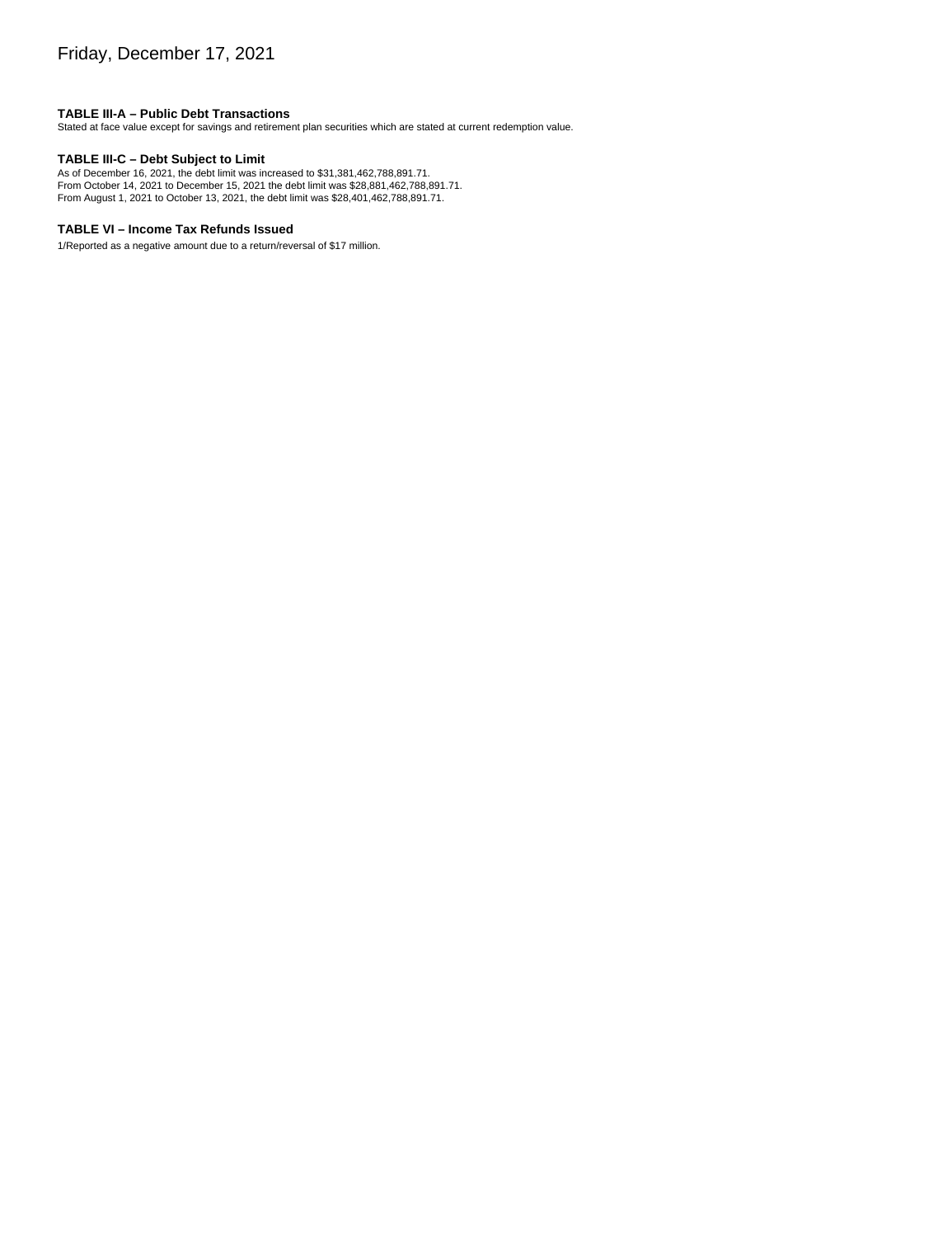Friday, December 17, 2021

**TABLE III-A – Public Debt Transactions**

Stated at face value except for savings and retirement plan securities which are stated at current redemption value.

**TABLE III-C – Debt Subject to Limit**

As of December 16, 2021, the debt limit was increased to $31,381,462,788,891.71.
From October 14, 2021 to December 15, 2021 the debt limit was $28,881,462,788,891.71.
From August 1, 2021 to October 13, 2021, the debt limit was $28,401,462,788,891.71.

**TABLE VI – Income Tax Refunds Issued**

1/Reported as a negative amount due to a return/reversal of $17 million.